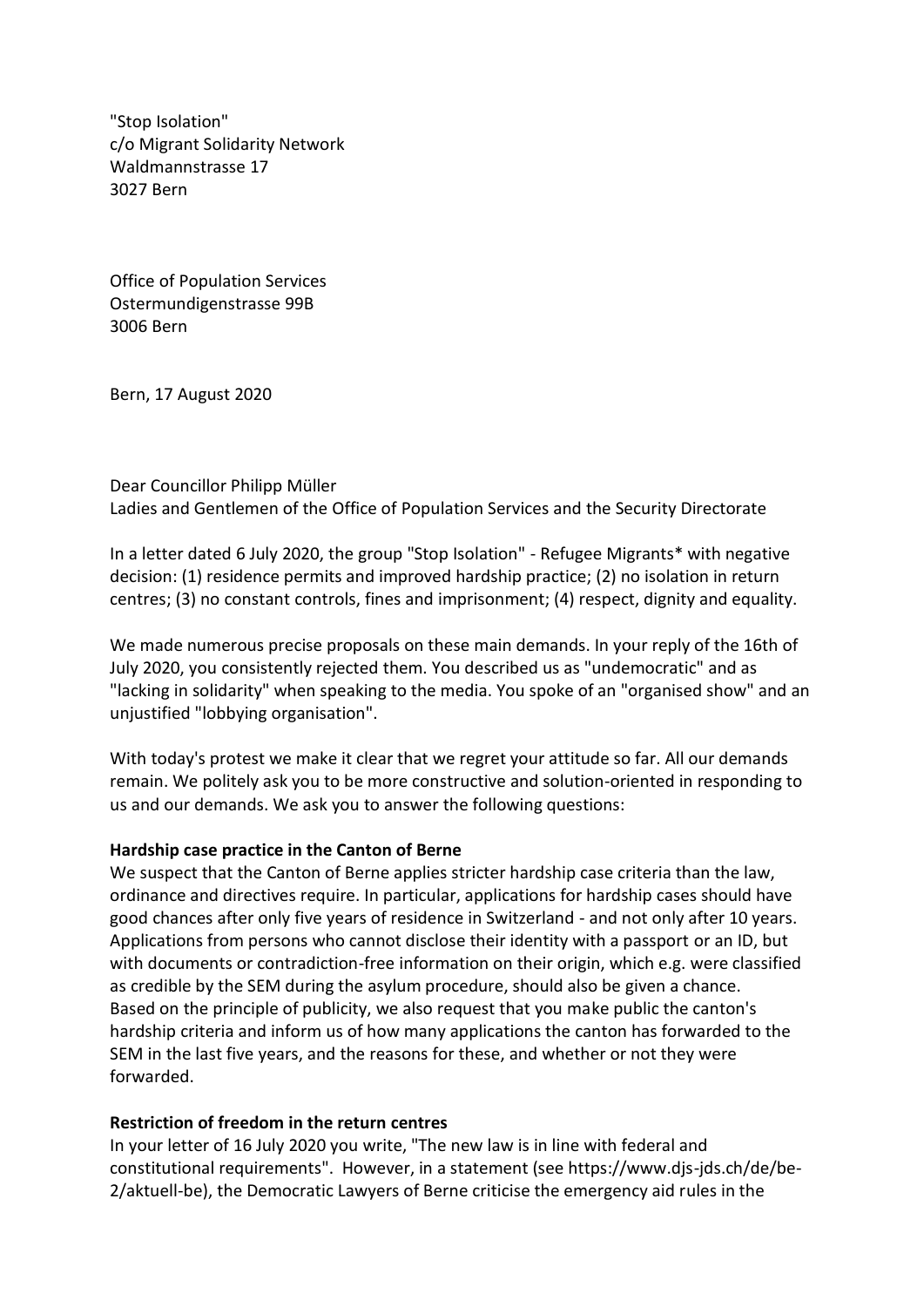"Stop Isolation"
c/o Migrant Solidarity Network
Waldmannstrasse 17
3027 Bern

Office of Population Services
Ostermundigenstrasse 99B
3006 Bern

Bern, 17 August 2020

Dear Councillor Philipp Müller
Ladies and Gentlemen of the Office of Population Services and the Security Directorate

In a letter dated 6 July 2020, the group "Stop Isolation" - Refugee Migrants* with negative decision: (1) residence permits and improved hardship practice; (2) no isolation in return centres; (3) no constant controls, fines and imprisonment; (4) respect, dignity and equality.

We made numerous precise proposals on these main demands. In your reply of the 16th of July 2020, you consistently rejected them. You described us as "undemocratic" and as "lacking in solidarity" when speaking to the media. You spoke of an "organised show" and an unjustified "lobbying organisation".

With today's protest we make it clear that we regret your attitude so far. All our demands remain. We politely ask you to be more constructive and solution-oriented in responding to us and our demands. We ask you to answer the following questions:

**Hardship case practice in the Canton of Berne**
We suspect that the Canton of Berne applies stricter hardship case criteria than the law, ordinance and directives require. In particular, applications for hardship cases should have good chances after only five years of residence in Switzerland - and not only after 10 years. Applications from persons who cannot disclose their identity with a passport or an ID, but with documents or contradiction-free information on their origin, which e.g. were classified as credible by the SEM during the asylum procedure, should also be given a chance. Based on the principle of publicity, we also request that you make public the canton's hardship criteria and inform us of how many applications the canton has forwarded to the SEM in the last five years, and the reasons for these, and whether or not they were forwarded.

**Restriction of freedom in the return centres**
In your letter of 16 July 2020 you write, "The new law is in line with federal and constitutional requirements". However, in a statement (see https://www.djs-jds.ch/de/be-2/aktuell-be), the Democratic Lawyers of Berne criticise the emergency aid rules in the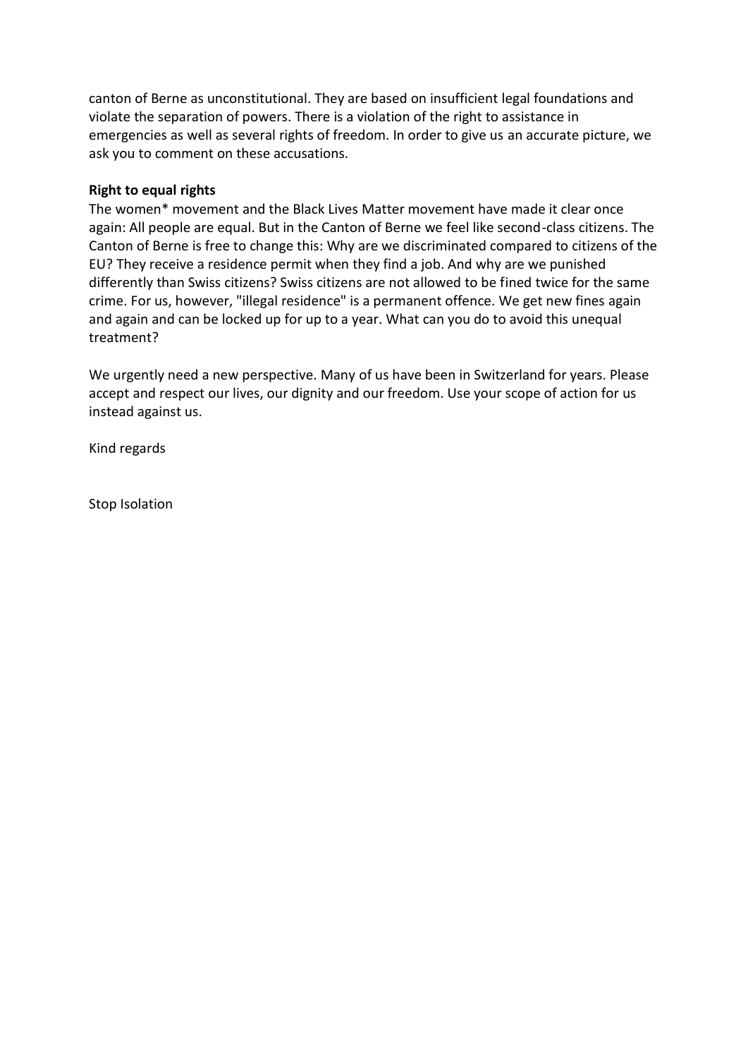canton of Berne as unconstitutional. They are based on insufficient legal foundations and violate the separation of powers. There is a violation of the right to assistance in emergencies as well as several rights of freedom. In order to give us an accurate picture, we ask you to comment on these accusations.

**Right to equal rights**

The women* movement and the Black Lives Matter movement have made it clear once again: All people are equal. But in the Canton of Berne we feel like second-class citizens. The Canton of Berne is free to change this: Why are we discriminated compared to citizens of the EU? They receive a residence permit when they find a job. And why are we punished differently than Swiss citizens? Swiss citizens are not allowed to be fined twice for the same crime. For us, however, "illegal residence" is a permanent offence. We get new fines again and again and can be locked up for up to a year. What can you do to avoid this unequal treatment?

We urgently need a new perspective. Many of us have been in Switzerland for years. Please accept and respect our lives, our dignity and our freedom. Use your scope of action for us instead against us.

Kind regards

Stop Isolation